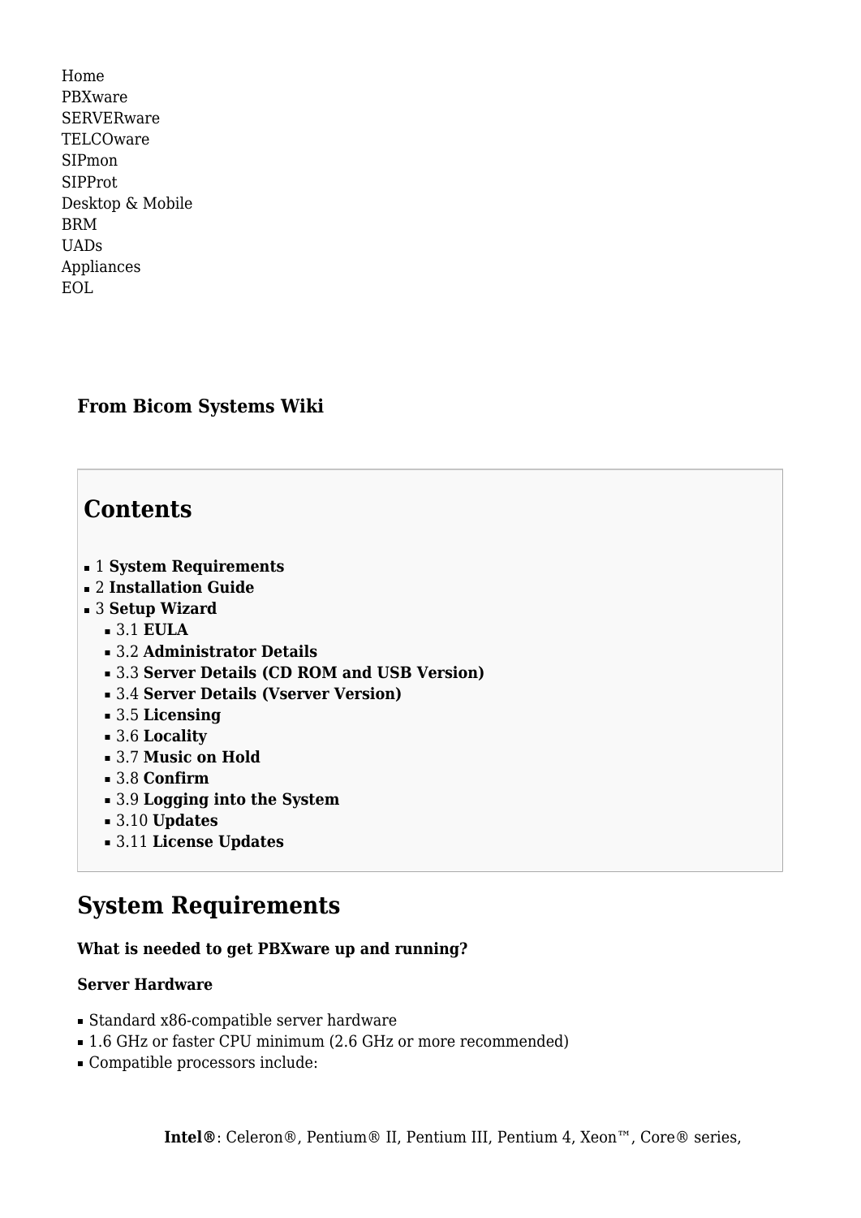Home
PBXware
SERVERware
TELCOware
SIPmon
SIPProt
Desktop & Mobile
BRM
UADs
Appliances
EOL

**From Bicom Systems Wiki**

## Contents

- 1 **System Requirements**
- 2 **Installation Guide**
- 3 **Setup Wizard**
  - 3.1 **EULA**
  - 3.2 **Administrator Details**
  - 3.3 **Server Details (CD ROM and USB Version)**
  - 3.4 **Server Details (Vserver Version)**
  - 3.5 **Licensing**
  - 3.6 **Locality**
  - 3.7 **Music on Hold**
  - 3.8 **Confirm**
  - 3.9 **Logging into the System**
  - 3.10 **Updates**
  - 3.11 **License Updates**

# System Requirements

**What is needed to get PBXware up and running?**

**Server Hardware**

- Standard x86-compatible server hardware
- 1.6 GHz or faster CPU minimum (2.6 GHz or more recommended)
- Compatible processors include:

**Intel®**: Celeron®, Pentium® II, Pentium III, Pentium 4, Xeon™, Core® series,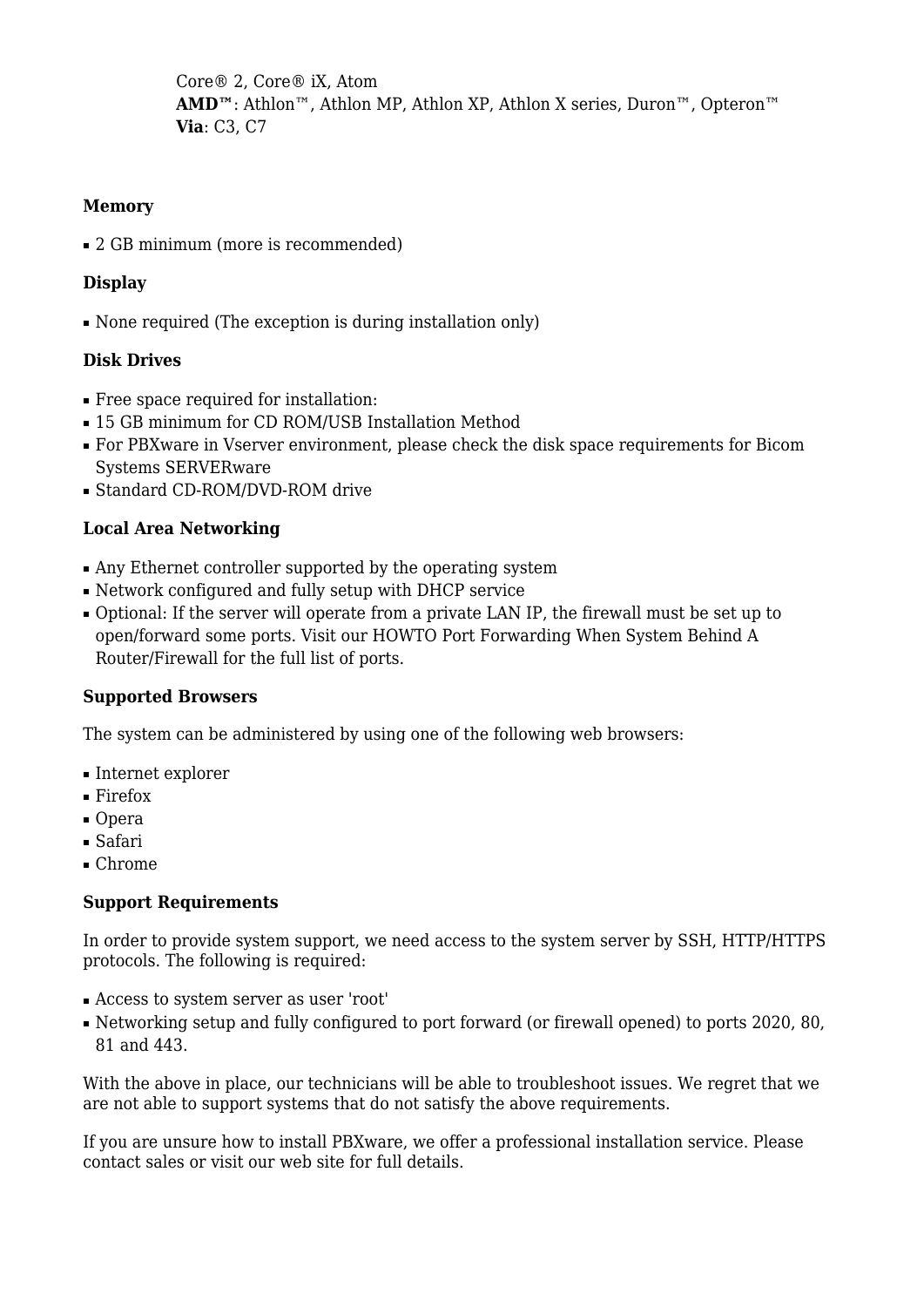Core® 2, Core® iX, Atom
**AMD™**: Athlon™, Athlon MP, Athlon XP, Athlon X series, Duron™, Opteron™
**Via**: C3, C7

**Memory**

- 2 GB minimum (more is recommended)

**Display**

- None required (The exception is during installation only)

**Disk Drives**

- Free space required for installation:
- 15 GB minimum for CD ROM/USB Installation Method
- For PBXware in Vserver environment, please check the disk space requirements for Bicom Systems SERVERware
- Standard CD-ROM/DVD-ROM drive

**Local Area Networking**

- Any Ethernet controller supported by the operating system
- Network configured and fully setup with DHCP service
- Optional: If the server will operate from a private LAN IP, the firewall must be set up to open/forward some ports. Visit our HOWTO Port Forwarding When System Behind A Router/Firewall for the full list of ports.

**Supported Browsers**

The system can be administered by using one of the following web browsers:

- Internet explorer
- Firefox
- Opera
- Safari
- Chrome

**Support Requirements**

In order to provide system support, we need access to the system server by SSH, HTTP/HTTPS protocols. The following is required:

- Access to system server as user 'root'
- Networking setup and fully configured to port forward (or firewall opened) to ports 2020, 80, 81 and 443.

With the above in place, our technicians will be able to troubleshoot issues. We regret that we are not able to support systems that do not satisfy the above requirements.

If you are unsure how to install PBXware, we offer a professional installation service. Please contact sales or visit our web site for full details.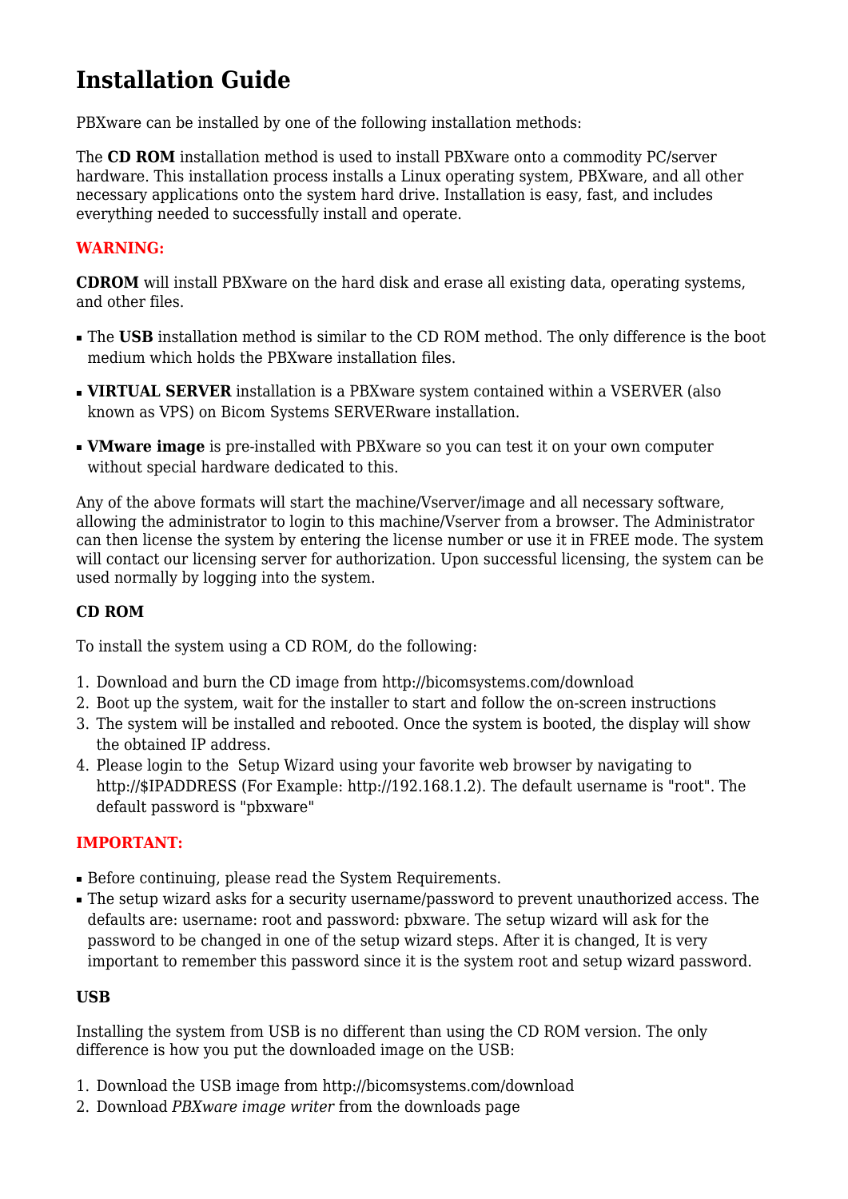# Installation Guide

PBXware can be installed by one of the following installation methods:

The **CD ROM** installation method is used to install PBXware onto a commodity PC/server hardware. This installation process installs a Linux operating system, PBXware, and all other necessary applications onto the system hard drive. Installation is easy, fast, and includes everything needed to successfully install and operate.

**WARNING:**

**CDROM** will install PBXware on the hard disk and erase all existing data, operating systems, and other files.

- The **USB** installation method is similar to the CD ROM method. The only difference is the boot medium which holds the PBXware installation files.
- **VIRTUAL SERVER** installation is a PBXware system contained within a VSERVER (also known as VPS) on Bicom Systems SERVERware installation.
- **VMware image** is pre-installed with PBXware so you can test it on your own computer without special hardware dedicated to this.

Any of the above formats will start the machine/Vserver/image and all necessary software, allowing the administrator to login to this machine/Vserver from a browser. The Administrator can then license the system by entering the license number or use it in FREE mode. The system will contact our licensing server for authorization. Upon successful licensing, the system can be used normally by logging into the system.

### CD ROM

To install the system using a CD ROM, do the following:

1. Download and burn the CD image from http://bicomsystems.com/download
2. Boot up the system, wait for the installer to start and follow the on-screen instructions
3. The system will be installed and rebooted. Once the system is booted, the display will show the obtained IP address.
4. Please login to the Setup Wizard using your favorite web browser by navigating to http://$IPADDRESS (For Example: http://192.168.1.2). The default username is "root". The default password is "pbxware"

**IMPORTANT:**

- Before continuing, please read the System Requirements.
- The setup wizard asks for a security username/password to prevent unauthorized access. The defaults are: username: root and password: pbxware. The setup wizard will ask for the password to be changed in one of the setup wizard steps. After it is changed, It is very important to remember this password since it is the system root and setup wizard password.

### USB

Installing the system from USB is no different than using the CD ROM version. The only difference is how you put the downloaded image on the USB:

1. Download the USB image from http://bicomsystems.com/download
2. Download *PBXware image writer* from the downloads page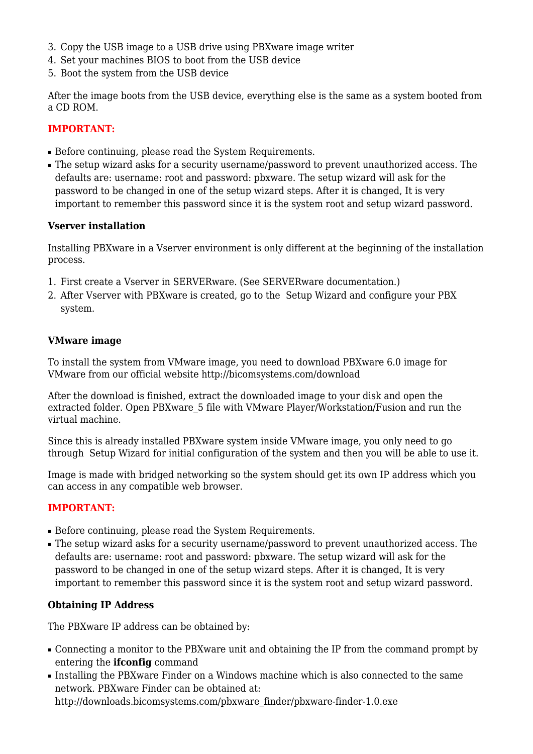3. Copy the USB image to a USB drive using PBXware image writer
4. Set your machines BIOS to boot from the USB device
5. Boot the system from the USB device

After the image boots from the USB device, everything else is the same as a system booted from a CD ROM.

**IMPORTANT:**

- Before continuing, please read the System Requirements.
- The setup wizard asks for a security username/password to prevent unauthorized access. The defaults are: username: root and password: pbxware. The setup wizard will ask for the password to be changed in one of the setup wizard steps. After it is changed, It is very important to remember this password since it is the system root and setup wizard password.

**Vserver installation**

Installing PBXware in a Vserver environment is only different at the beginning of the installation process.

1. First create a Vserver in SERVERware. (See SERVERware documentation.)
2. After Vserver with PBXware is created, go to the  Setup Wizard and configure your PBX system.

**VMware image**

To install the system from VMware image, you need to download PBXware 6.0 image for VMware from our official website http://bicomsystems.com/download

After the download is finished, extract the downloaded image to your disk and open the extracted folder. Open PBXware_5 file with VMware Player/Workstation/Fusion and run the virtual machine.

Since this is already installed PBXware system inside VMware image, you only need to go through  Setup Wizard for initial configuration of the system and then you will be able to use it.

Image is made with bridged networking so the system should get its own IP address which you can access in any compatible web browser.

**IMPORTANT:**

- Before continuing, please read the System Requirements.
- The setup wizard asks for a security username/password to prevent unauthorized access. The defaults are: username: root and password: pbxware. The setup wizard will ask for the password to be changed in one of the setup wizard steps. After it is changed, It is very important to remember this password since it is the system root and setup wizard password.

**Obtaining IP Address**

The PBXware IP address can be obtained by:

- Connecting a monitor to the PBXware unit and obtaining the IP from the command prompt by entering the **ifconfig** command
- Installing the PBXware Finder on a Windows machine which is also connected to the same network. PBXware Finder can be obtained at: http://downloads.bicomsystems.com/pbxware_finder/pbxware-finder-1.0.exe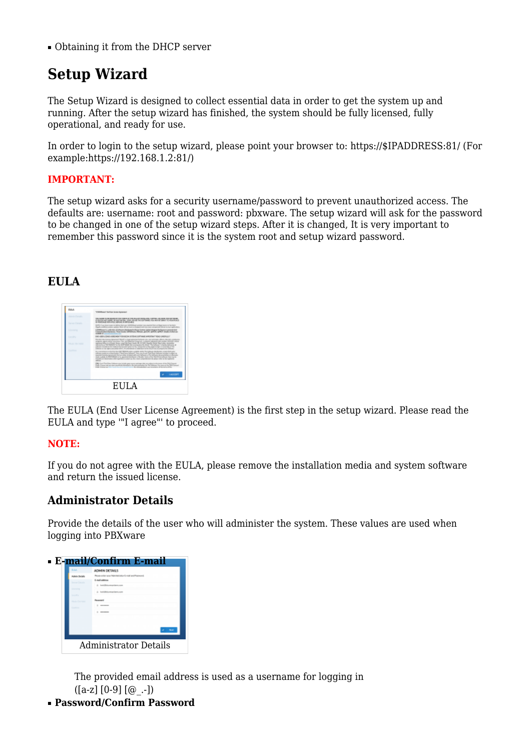- Obtaining it from the DHCP server

## Setup Wizard

The Setup Wizard is designed to collect essential data in order to get the system up and running. After the setup wizard has finished, the system should be fully licensed, fully operational, and ready for use.

In order to login to the setup wizard, please point your browser to: https://$IPADDRESS:81/ (For example:https://192.168.1.2:81/)

**IMPORTANT:**

The setup wizard asks for a security username/password to prevent unauthorized access. The defaults are: username: root and password: pbxware. The setup wizard will ask for the password to be changed in one of the setup wizard steps. After it is changed, It is very important to remember this password since it is the system root and setup wizard password.

### EULA

EULA

The EULA (End User License Agreement) is the first step in the setup wizard. Please read the EULA and type '"I agree"' to proceed.

**NOTE:**

If you do not agree with the EULA, please remove the installation media and system software and return the issued license.

### Administrator Details

Provide the details of the user who will administer the system. These values are used when logging into PBXware

- **E-mail/Confirm E-mail**

  Administrator Details

  The provided email address is used as a username for logging in ([a-z] [0-9] [@_.-])
- **Password/Confirm Password**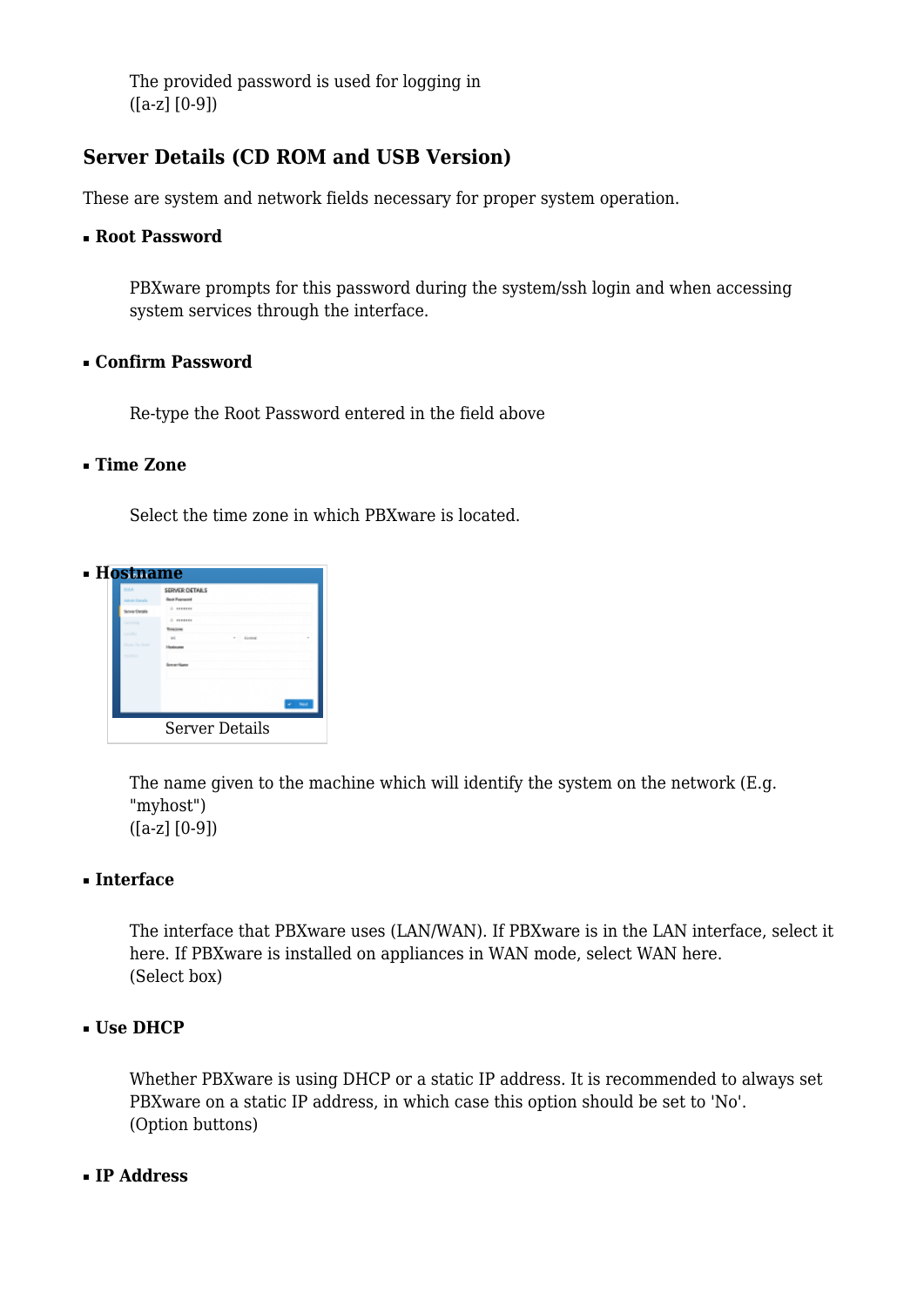The provided password is used for logging in
([a-z] [0-9])

## Server Details (CD ROM and USB Version)

These are system and network fields necessary for proper system operation.

- **Root Password**

  PBXware prompts for this password during the system/ssh login and when accessing system services through the interface.

- **Confirm Password**

  Re-type the Root Password entered in the field above

- **Time Zone**

  Select the time zone in which PBXware is located.

- **Hostname**

  Server Details

  The name given to the machine which will identify the system on the network (E.g. "myhost")
  ([a-z] [0-9])

- **Interface**

  The interface that PBXware uses (LAN/WAN). If PBXware is in the LAN interface, select it here. If PBXware is installed on appliances in WAN mode, select WAN here.
  (Select box)

- **Use DHCP**

  Whether PBXware is using DHCP or a static IP address. It is recommended to always set PBXware on a static IP address, in which case this option should be set to 'No'.
  (Option buttons)

- **IP Address**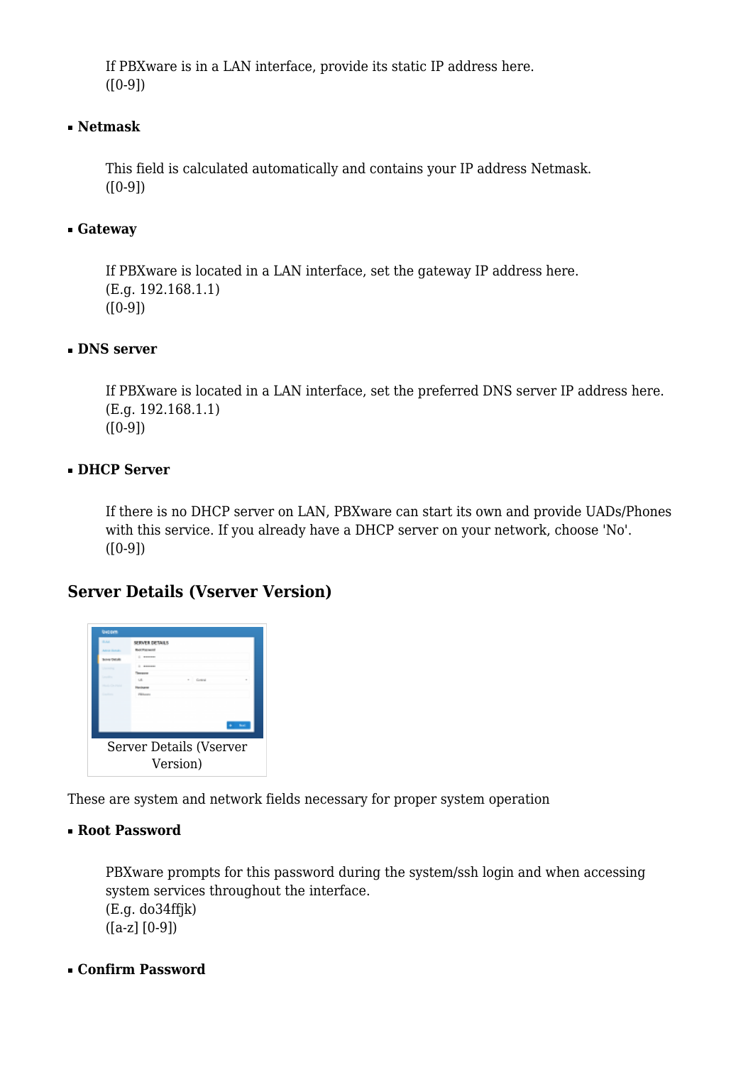If PBXware is in a LAN interface, provide its static IP address here.
([0-9])

- **Netmask**

This field is calculated automatically and contains your IP address Netmask.
([0-9])

- **Gateway**

If PBXware is located in a LAN interface, set the gateway IP address here.
(E.g. 192.168.1.1)
([0-9])

- **DNS server**

If PBXware is located in a LAN interface, set the preferred DNS server IP address here.
(E.g. 192.168.1.1)
([0-9])

- **DHCP Server**

If there is no DHCP server on LAN, PBXware can start its own and provide UADs/Phones with this service. If you already have a DHCP server on your network, choose 'No'.
([0-9])

## Server Details (Vserver Version)

Server Details (Vserver Version)

These are system and network fields necessary for proper system operation

- **Root Password**

PBXware prompts for this password during the system/ssh login and when accessing system services throughout the interface.
(E.g. do34ffjk)
([a-z] [0-9])

- **Confirm Password**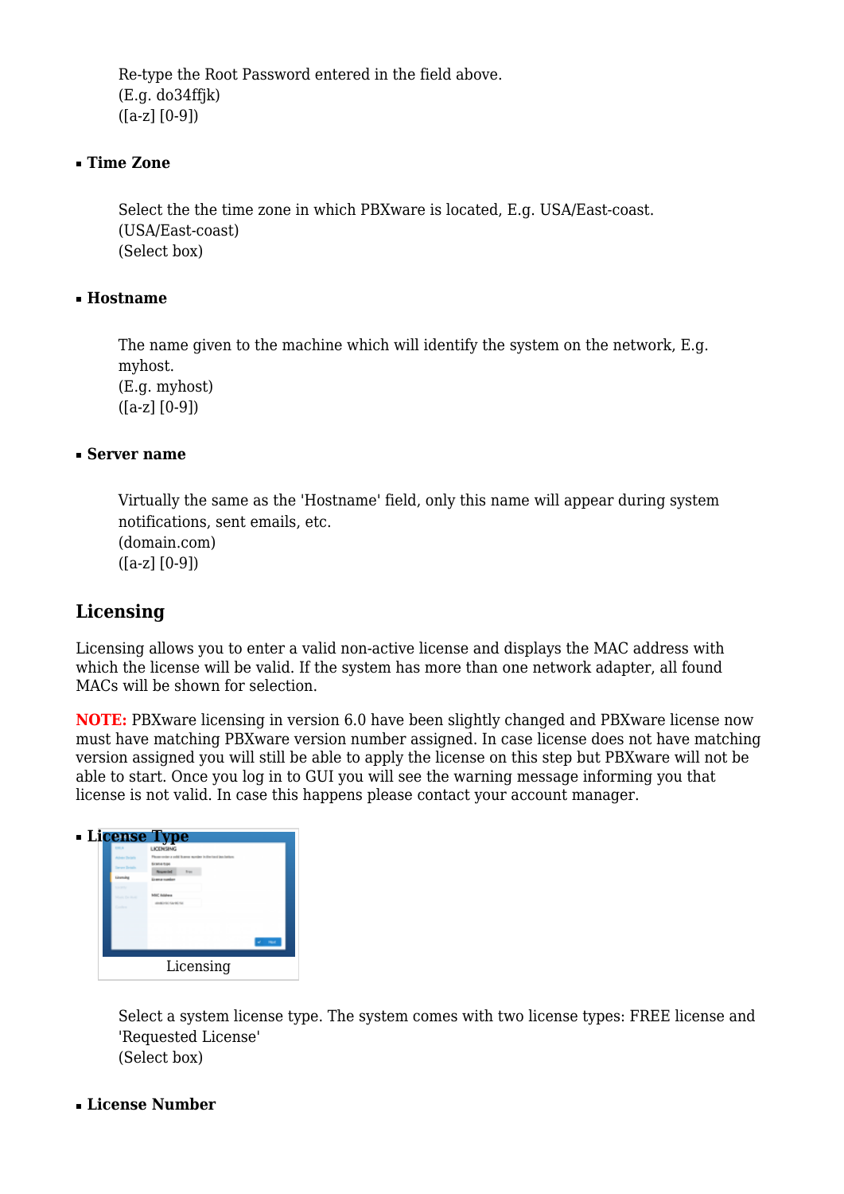Re-type the Root Password entered in the field above.
(E.g. do34ffjk)
([a-z] [0-9])

- **Time Zone**

Select the the time zone in which PBXware is located, E.g. USA/East-coast.
(USA/East-coast)
(Select box)

- **Hostname**

The name given to the machine which will identify the system on the network, E.g. myhost.
(E.g. myhost)
([a-z] [0-9])

- **Server name**

Virtually the same as the 'Hostname' field, only this name will appear during system notifications, sent emails, etc.
(domain.com)
([a-z] [0-9])

## Licensing

Licensing allows you to enter a valid non-active license and displays the MAC address with which the license will be valid. If the system has more than one network adapter, all found MACs will be shown for selection.

**NOTE:** PBXware licensing in version 6.0 have been slightly changed and PBXware license now must have matching PBXware version number assigned. In case license does not have matching version assigned you will still be able to apply the license on this step but PBXware will not be able to start. Once you log in to GUI you will see the warning message informing you that license is not valid. In case this happens please contact your account manager.

- **License Type**

Licensing

Select a system license type. The system comes with two license types: FREE license and 'Requested License'
(Select box)

- **License Number**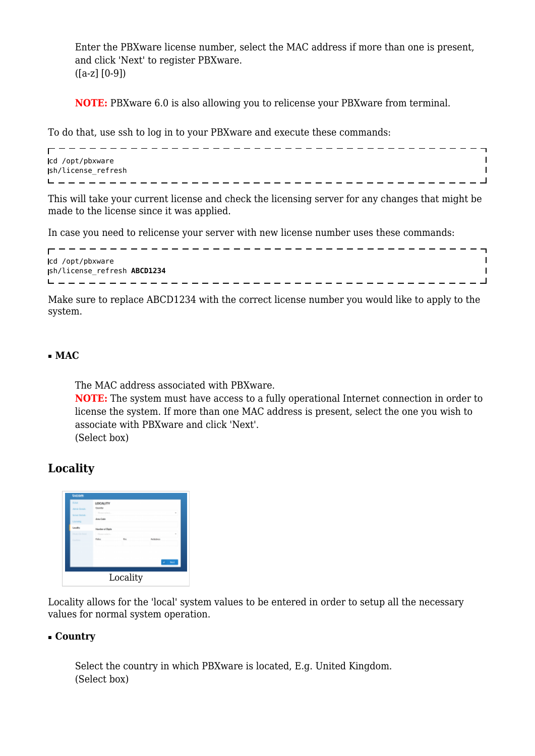Enter the PBXware license number, select the MAC address if more than one is present, and click 'Next' to register PBXware.
([a-z] [0-9])

**NOTE:** PBXware 6.0 is also allowing you to relicense your PBXware from terminal.

To do that, use ssh to log in to your PBXware and execute these commands:

```
cd /opt/pbxware
sh/license_refresh
```

This will take your current license and check the licensing server for any changes that might be made to the license since it was applied.

In case you need to relicense your server with new license number uses these commands:

```
cd /opt/pbxware
sh/license_refresh ABCD1234
```

Make sure to replace ABCD1234 with the correct license number you would like to apply to the system.

- **MAC**

The MAC address associated with PBXware.
**NOTE:** The system must have access to a fully operational Internet connection in order to license the system. If more than one MAC address is present, select the one you wish to associate with PBXware and click 'Next'.
(Select box)

## Locality

Locality

Locality allows for the 'local' system values to be entered in order to setup all the necessary values for normal system operation.

- **Country**

Select the country in which PBXware is located, E.g. United Kingdom.
(Select box)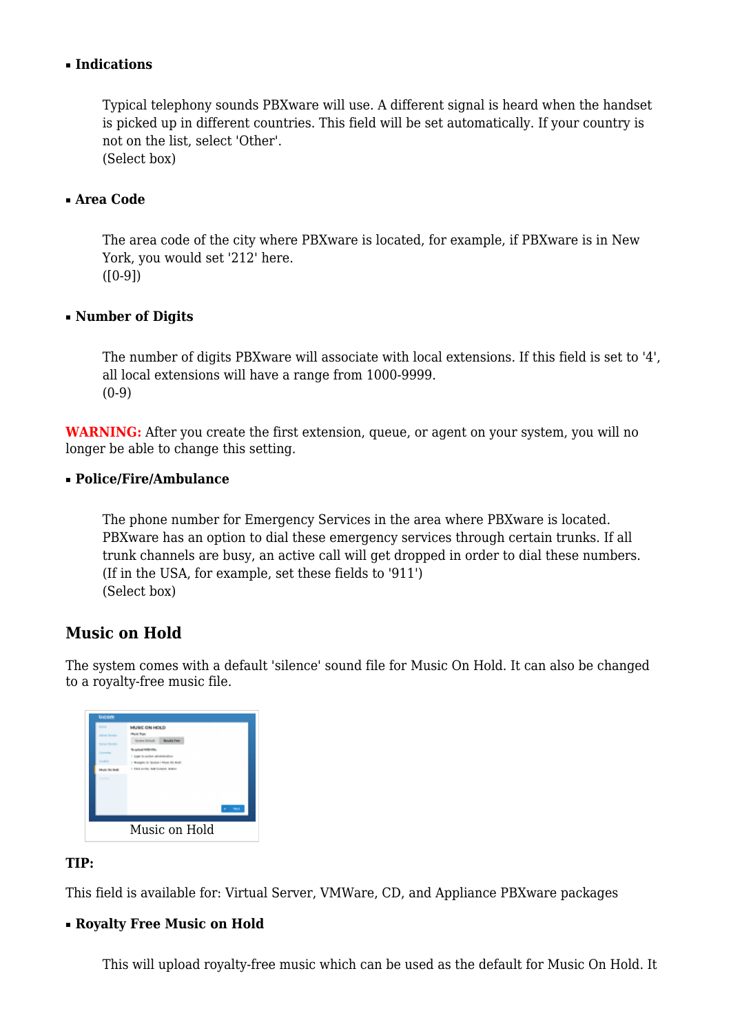- **Indications**

  Typical telephony sounds PBXware will use. A different signal is heard when the handset is picked up in different countries. This field will be set automatically. If your country is not on the list, select 'Other'.
  (Select box)

- **Area Code**

  The area code of the city where PBXware is located, for example, if PBXware is in New York, you would set '212' here.
  ([0-9])

- **Number of Digits**

  The number of digits PBXware will associate with local extensions. If this field is set to '4', all local extensions will have a range from 1000-9999.
  (0-9)

**WARNING:** After you create the first extension, queue, or agent on your system, you will no longer be able to change this setting.

- **Police/Fire/Ambulance**

  The phone number for Emergency Services in the area where PBXware is located. PBXware has an option to dial these emergency services through certain trunks. If all trunk channels are busy, an active call will get dropped in order to dial these numbers. (If in the USA, for example, set these fields to '911')
  (Select box)

## Music on Hold

The system comes with a default 'silence' sound file for Music On Hold. It can also be changed to a royalty-free music file.

Music on Hold

**TIP:**

This field is available for: Virtual Server, VMWare, CD, and Appliance PBXware packages

- **Royalty Free Music on Hold**

  This will upload royalty-free music which can be used as the default for Music On Hold. It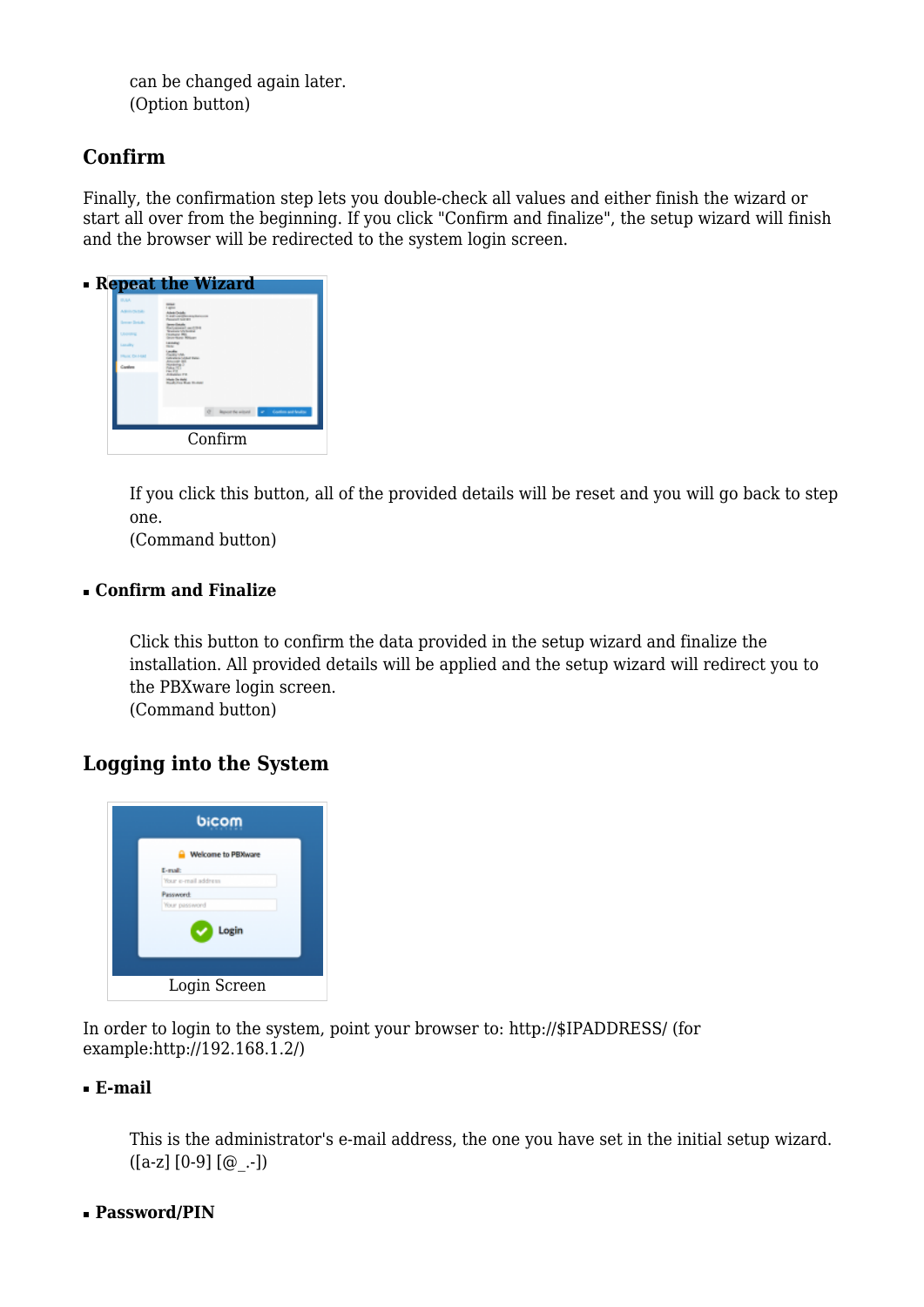can be changed again later.
(Option button)

## Confirm

Finally, the confirmation step lets you double-check all values and either finish the wizard or start all over from the beginning. If you click "Confirm and finalize", the setup wizard will finish and the browser will be redirected to the system login screen.

- **Repeat the Wizard**

Confirm

If you click this button, all of the provided details will be reset and you will go back to step one.
(Command button)

- **Confirm and Finalize**

Click this button to confirm the data provided in the setup wizard and finalize the installation. All provided details will be applied and the setup wizard will redirect you to the PBXware login screen.
(Command button)

## Logging into the System

Login Screen

In order to login to the system, point your browser to: http://$IPADDRESS/ (for example:http://192.168.1.2/)

- **E-mail**

This is the administrator's e-mail address, the one you have set in the initial setup wizard.
([a-z] [0-9] [@_.-])

- **Password/PIN**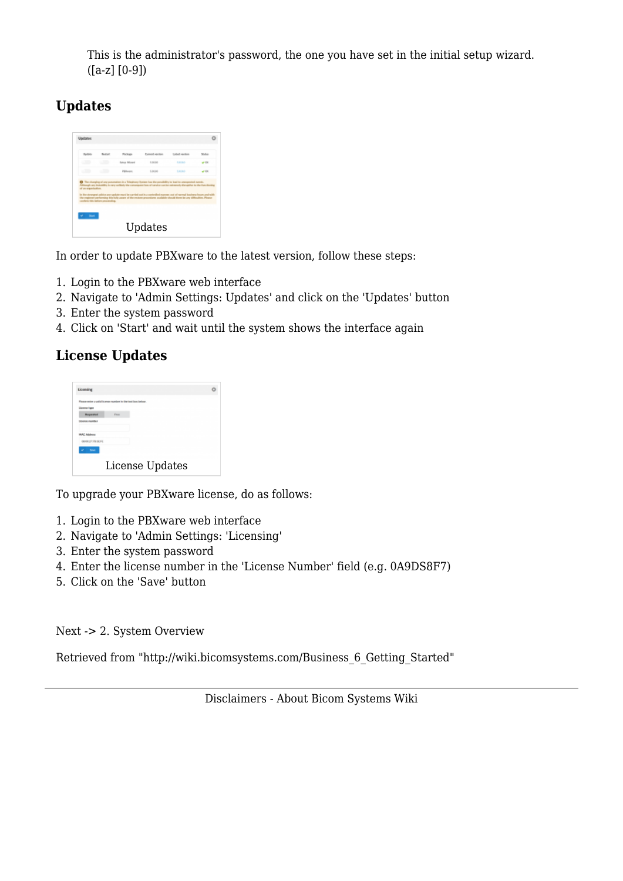This is the administrator's password, the one you have set in the initial setup wizard. ([a-z] [0-9])

### Updates

Updates

In order to update PBXware to the latest version, follow these steps:

1. Login to the PBXware web interface
2. Navigate to 'Admin Settings: Updates' and click on the 'Updates' button
3. Enter the system password
4. Click on 'Start' and wait until the system shows the interface again

### License Updates

License Updates

To upgrade your PBXware license, do as follows:

1. Login to the PBXware web interface
2. Navigate to 'Admin Settings: 'Licensing'
3. Enter the system password
4. Enter the license number in the 'License Number' field (e.g. 0A9DS8F7)
5. Click on the 'Save' button

Next -> 2. System Overview

Retrieved from "http://wiki.bicomsystems.com/Business_6_Getting_Started"

Disclaimers - About Bicom Systems Wiki